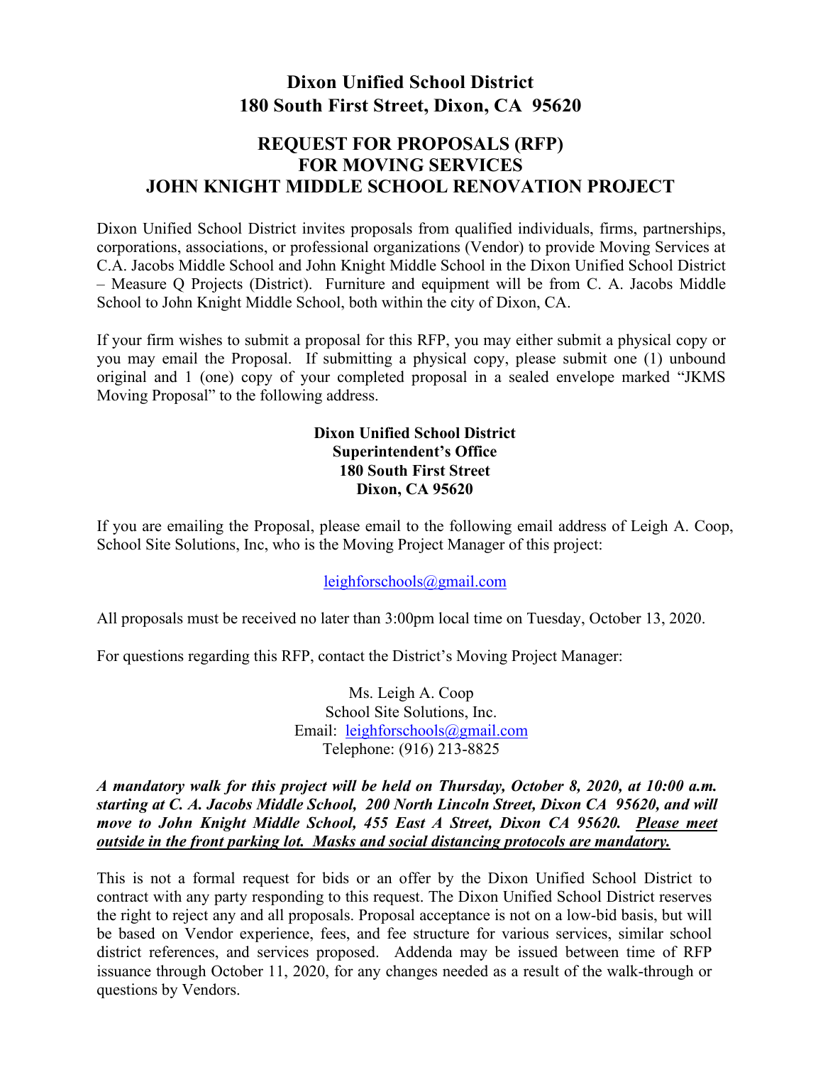# Dixon Unified School District
## 180 South First Street, Dixon, CA 95620

## REQUEST FOR PROPOSALS (RFP)
## FOR MOVING SERVICES
## JOHN KNIGHT MIDDLE SCHOOL RENOVATION PROJECT

Dixon Unified School District invites proposals from qualified individuals, firms, partnerships, corporations, associations, or professional organizations (Vendor) to provide Moving Services at C.A. Jacobs Middle School and John Knight Middle School in the Dixon Unified School District – Measure Q Projects (District). Furniture and equipment will be from C. A. Jacobs Middle School to John Knight Middle School, both within the city of Dixon, CA.

If your firm wishes to submit a proposal for this RFP, you may either submit a physical copy or you may email the Proposal. If submitting a physical copy, please submit one (1) unbound original and 1 (one) copy of your completed proposal in a sealed envelope marked "JKMS Moving Proposal" to the following address.

**Dixon Unified School District**
**Superintendent's Office**
**180 South First Street**
**Dixon, CA 95620**

If you are emailing the Proposal, please email to the following email address of Leigh A. Coop, School Site Solutions, Inc, who is the Moving Project Manager of this project:

leighforschools@gmail.com

All proposals must be received no later than 3:00pm local time on Tuesday, October 13, 2020.

For questions regarding this RFP, contact the District's Moving Project Manager:

Ms. Leigh A. Coop
School Site Solutions, Inc.
Email: leighforschools@gmail.com
Telephone: (916) 213-8825

***A mandatory walk for this project will be held on Thursday, October 8, 2020, at 10:00 a.m. starting at C. A. Jacobs Middle School, 200 North Lincoln Street, Dixon CA 95620, and will move to John Knight Middle School, 455 East A Street, Dixon CA 95620. <u>Please meet outside in the front parking lot. Masks and social distancing protocols are mandatory.</u>***

This is not a formal request for bids or an offer by the Dixon Unified School District to contract with any party responding to this request. The Dixon Unified School District reserves the right to reject any and all proposals. Proposal acceptance is not on a low-bid basis, but will be based on Vendor experience, fees, and fee structure for various services, similar school district references, and services proposed. Addenda may be issued between time of RFP issuance through October 11, 2020, for any changes needed as a result of the walk-through or questions by Vendors.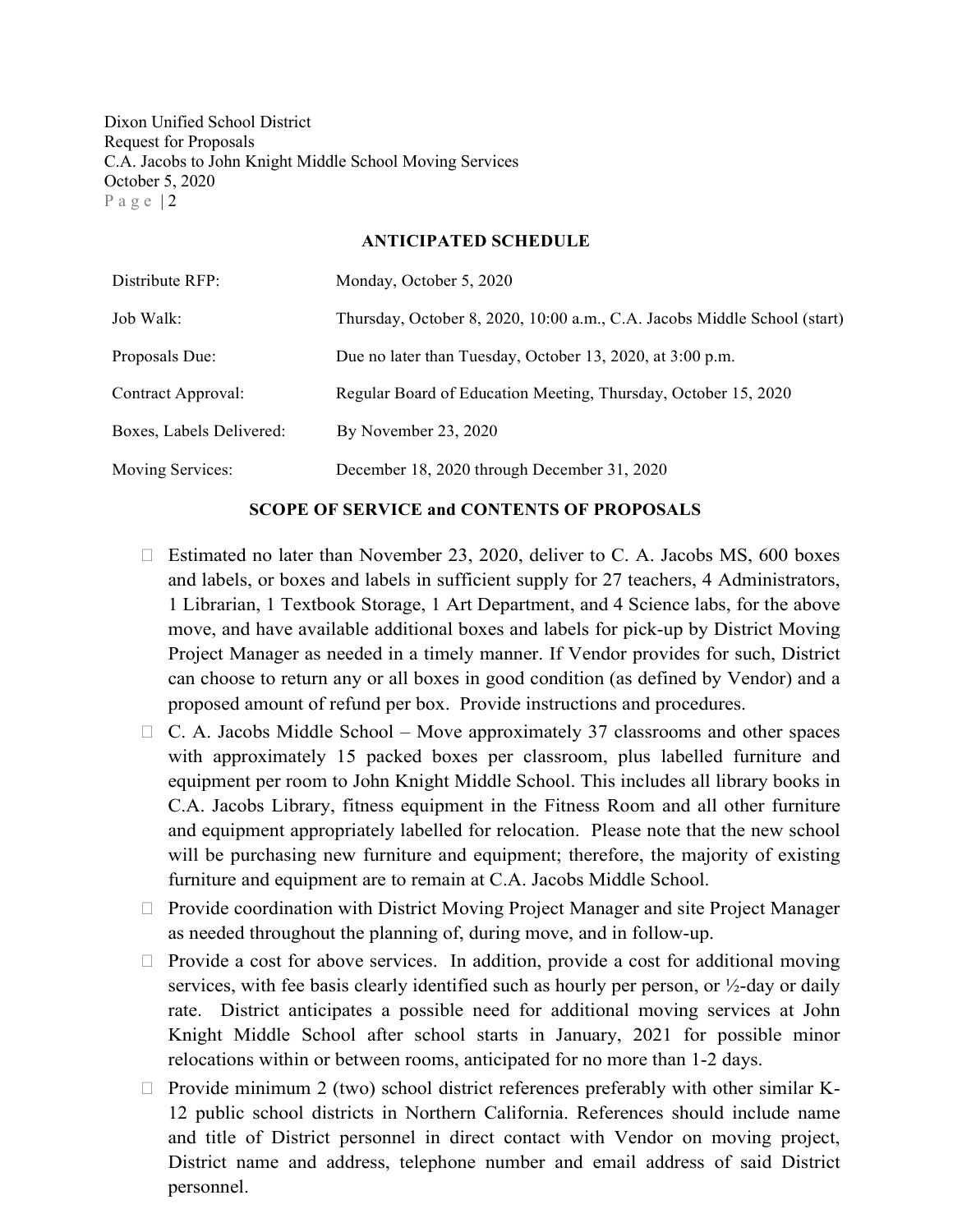## ANTICIPATED SCHEDULE

| | |
|---|---|
| Distribute RFP: | Monday, October 5, 2020 |
| Job Walk: | Thursday, October 8, 2020, 10:00 a.m., C.A. Jacobs Middle School (start) |
| Proposals Due: | Due no later than Tuesday, October 13, 2020, at 3:00 p.m. |
| Contract Approval: | Regular Board of Education Meeting, Thursday, October 15, 2020 |
| Boxes, Labels Delivered: | By November 23, 2020 |
| Moving Services: | December 18, 2020 through December 31, 2020 |

## SCOPE OF SERVICE and CONTENTS OF PROPOSALS

- Estimated no later than November 23, 2020, deliver to C. A. Jacobs MS, 600 boxes and labels, or boxes and labels in sufficient supply for 27 teachers, 4 Administrators, 1 Librarian, 1 Textbook Storage, 1 Art Department, and 4 Science labs, for the above move, and have available additional boxes and labels for pick-up by District Moving Project Manager as needed in a timely manner. If Vendor provides for such, District can choose to return any or all boxes in good condition (as defined by Vendor) and a proposed amount of refund per box. Provide instructions and procedures.
- C. A. Jacobs Middle School – Move approximately 37 classrooms and other spaces with approximately 15 packed boxes per classroom, plus labelled furniture and equipment per room to John Knight Middle School. This includes all library books in C.A. Jacobs Library, fitness equipment in the Fitness Room and all other furniture and equipment appropriately labelled for relocation. Please note that the new school will be purchasing new furniture and equipment; therefore, the majority of existing furniture and equipment are to remain at C.A. Jacobs Middle School.
- Provide coordination with District Moving Project Manager and site Project Manager as needed throughout the planning of, during move, and in follow-up.
- Provide a cost for above services. In addition, provide a cost for additional moving services, with fee basis clearly identified such as hourly per person, or ½-day or daily rate. District anticipates a possible need for additional moving services at John Knight Middle School after school starts in January, 2021 for possible minor relocations within or between rooms, anticipated for no more than 1-2 days.
- Provide minimum 2 (two) school district references preferably with other similar K-12 public school districts in Northern California. References should include name and title of District personnel in direct contact with Vendor on moving project, District name and address, telephone number and email address of said District personnel.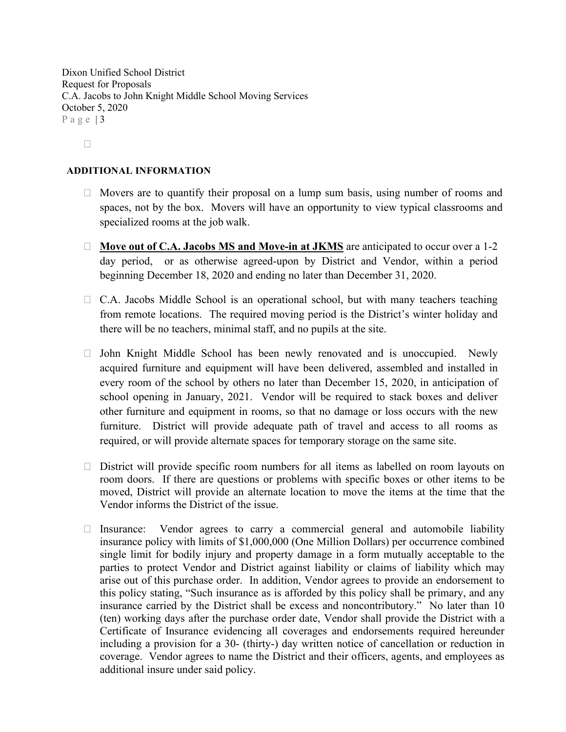**ADDITIONAL INFORMATION**

- Movers are to quantify their proposal on a lump sum basis, using number of rooms and spaces, not by the box. Movers will have an opportunity to view typical classrooms and specialized rooms at the job walk.

- **Move out of C.A. Jacobs MS and Move-in at JKMS** are anticipated to occur over a 1-2 day period, or as otherwise agreed-upon by District and Vendor, within a period beginning December 18, 2020 and ending no later than December 31, 2020.

- C.A. Jacobs Middle School is an operational school, but with many teachers teaching from remote locations. The required moving period is the District's winter holiday and there will be no teachers, minimal staff, and no pupils at the site.

- John Knight Middle School has been newly renovated and is unoccupied. Newly acquired furniture and equipment will have been delivered, assembled and installed in every room of the school by others no later than December 15, 2020, in anticipation of school opening in January, 2021. Vendor will be required to stack boxes and deliver other furniture and equipment in rooms, so that no damage or loss occurs with the new furniture. District will provide adequate path of travel and access to all rooms as required, or will provide alternate spaces for temporary storage on the same site.

- District will provide specific room numbers for all items as labelled on room layouts on room doors. If there are questions or problems with specific boxes or other items to be moved, District will provide an alternate location to move the items at the time that the Vendor informs the District of the issue.

- Insurance: Vendor agrees to carry a commercial general and automobile liability insurance policy with limits of $1,000,000 (One Million Dollars) per occurrence combined single limit for bodily injury and property damage in a form mutually acceptable to the parties to protect Vendor and District against liability or claims of liability which may arise out of this purchase order. In addition, Vendor agrees to provide an endorsement to this policy stating, "Such insurance as is afforded by this policy shall be primary, and any insurance carried by the District shall be excess and noncontributory." No later than 10 (ten) working days after the purchase order date, Vendor shall provide the District with a Certificate of Insurance evidencing all coverages and endorsements required hereunder including a provision for a 30- (thirty-) day written notice of cancellation or reduction in coverage. Vendor agrees to name the District and their officers, agents, and employees as additional insure under said policy.